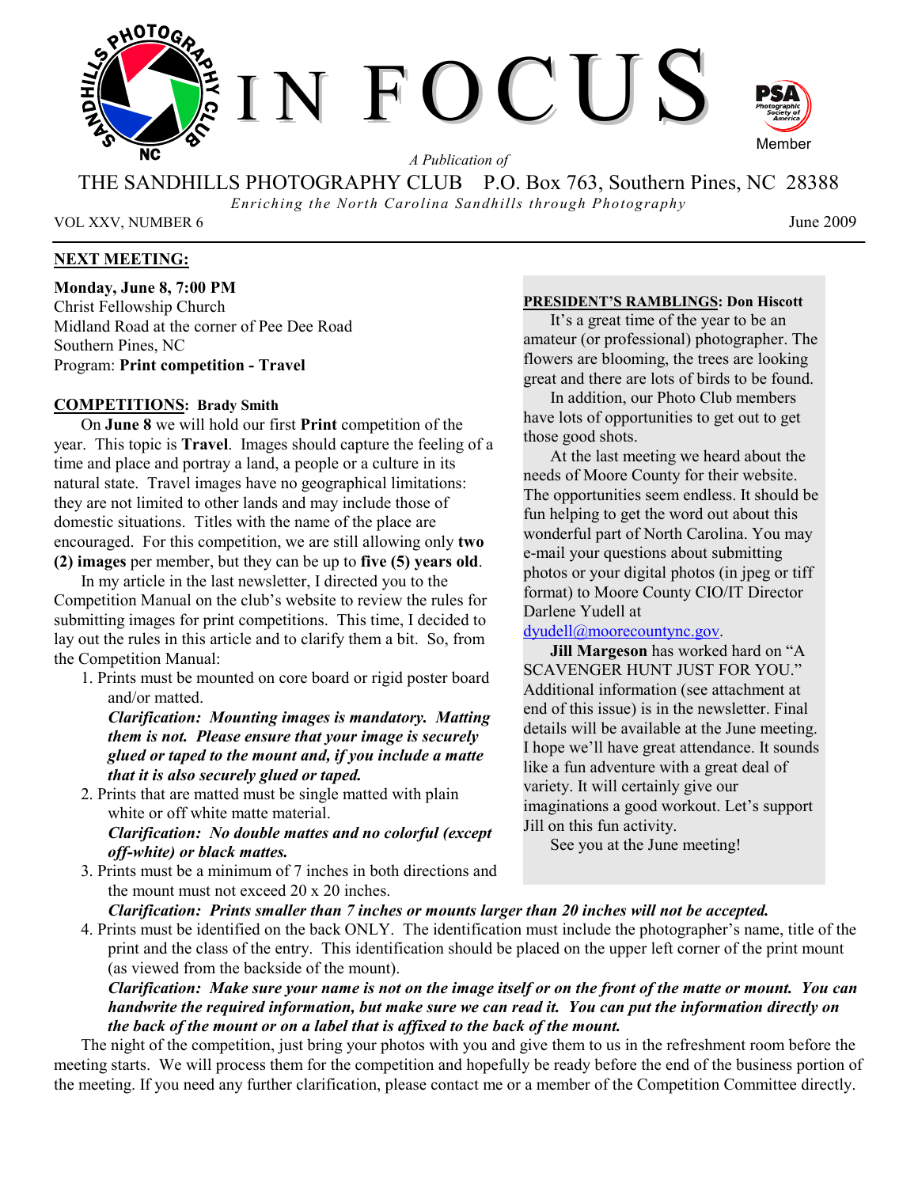# IN FOCUS

*A Publication of*

THE SANDHILLS PHOTOGRAPHY CLUB P.O. Box 763, Southern Pines, NC 28388

*Enriching the North Carolina Sandhills through Photography*

VOL XXV, NUMBER 6 June 2009

## NEXT MEETING:

**Monday, June 8, 7:00 PM**
Christ Fellowship Church
Midland Road at the corner of Pee Dee Road
Southern Pines, NC
Program: **Print competition - Travel**

## COMPETITIONS: Brady Smith

On **June 8** we will hold our first **Print** competition of the year. This topic is **Travel**. Images should capture the feeling of a time and place and portray a land, a people or a culture in its natural state. Travel images have no geographical limitations: they are not limited to other lands and may include those of domestic situations. Titles with the name of the place are encouraged. For this competition, we are still allowing only **two (2) images** per member, but they can be up to **five (5) years old**.

In my article in the last newsletter, I directed you to the Competition Manual on the club's website to review the rules for submitting images for print competitions. This time, I decided to lay out the rules in this article and to clarify them a bit. So, from the Competition Manual:

1. Prints must be mounted on core board or rigid poster board and/or matted.
   ***Clarification: Mounting images is mandatory. Matting them is not. Please ensure that your image is securely glued or taped to the mount and, if you include a matte that it is also securely glued or taped.***
2. Prints that are matted must be single matted with plain white or off white matte material.
   ***Clarification: No double mattes and no colorful (except off-white) or black mattes.***
3. Prints must be a minimum of 7 inches in both directions and the mount must not exceed 20 x 20 inches.
   ***Clarification: Prints smaller than 7 inches or mounts larger than 20 inches will not be accepted.***
4. Prints must be identified on the back ONLY. The identification must include the photographer's name, title of the print and the class of the entry. This identification should be placed on the upper left corner of the print mount (as viewed from the backside of the mount).
   ***Clarification: Make sure your name is not on the image itself or on the front of the matte or mount. You can handwrite the required information, but make sure we can read it. You can put the information directly on the back of the mount or on a label that is affixed to the back of the mount.***

The night of the competition, just bring your photos with you and give them to us in the refreshment room before the meeting starts. We will process them for the competition and hopefully be ready before the end of the business portion of the meeting. If you need any further clarification, please contact me or a member of the Competition Committee directly.

## PRESIDENT'S RAMBLINGS: Don Hiscott

It's a great time of the year to be an amateur (or professional) photographer. The flowers are blooming, the trees are looking great and there are lots of birds to be found.

In addition, our Photo Club members have lots of opportunities to get out to get those good shots.

At the last meeting we heard about the needs of Moore County for their website. The opportunities seem endless. It should be fun helping to get the word out about this wonderful part of North Carolina. You may e-mail your questions about submitting photos or your digital photos (in jpeg or tiff format) to Moore County CIO/IT Director Darlene Yudell at dyudell@moorecountync.gov.

**Jill Margeson** has worked hard on "A SCAVENGER HUNT JUST FOR YOU." Additional information (see attachment at end of this issue) is in the newsletter. Final details will be available at the June meeting. I hope we'll have great attendance. It sounds like a fun adventure with a great deal of variety. It will certainly give our imaginations a good workout. Let's support Jill on this fun activity.

See you at the June meeting!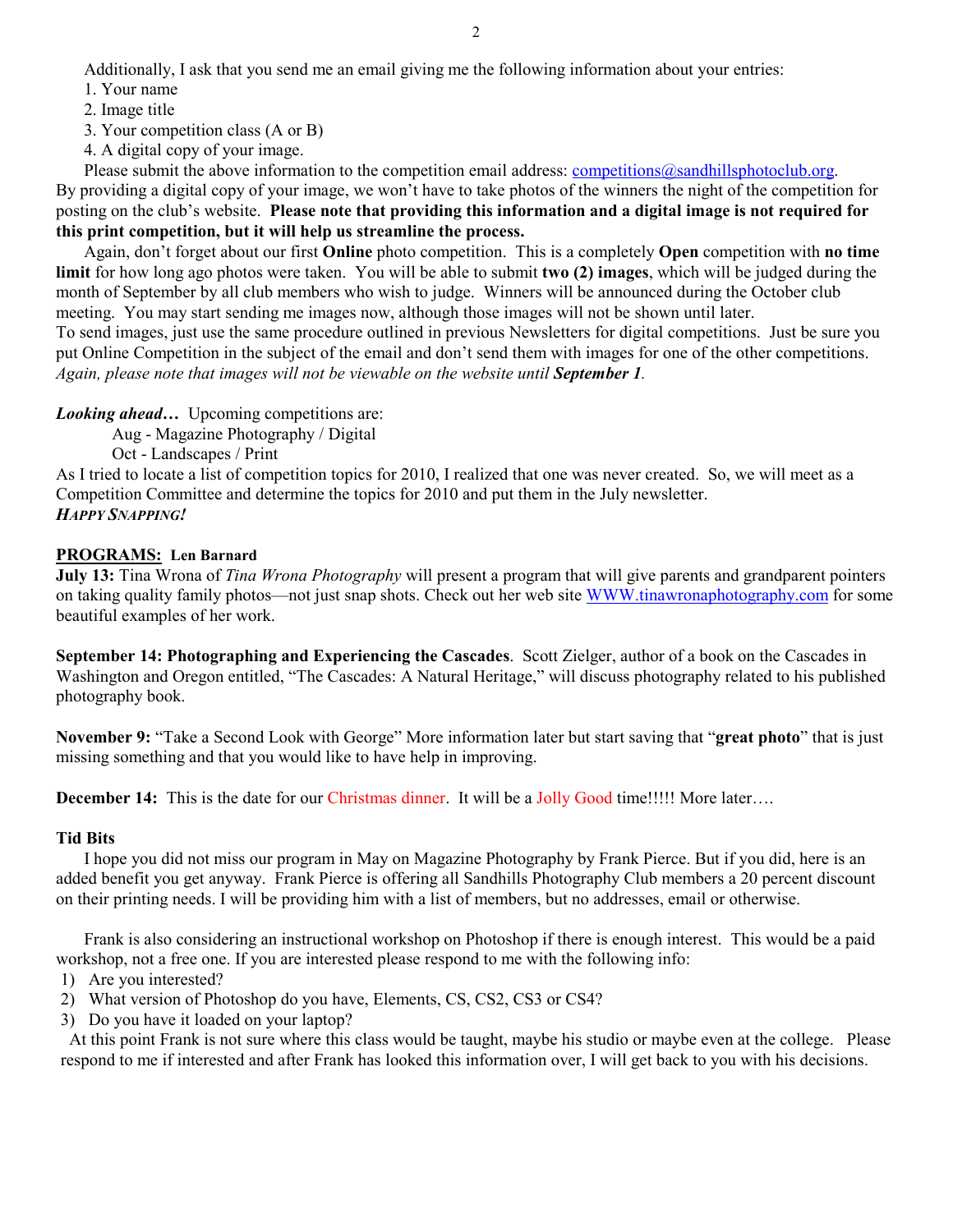Additionally, I ask that you send me an email giving me the following information about your entries:

1. Your name
2. Image title
3. Your competition class (A or B)
4. A digital copy of your image.

Please submit the above information to the competition email address: competitions@sandhillsphotoclub.org. By providing a digital copy of your image, we won't have to take photos of the winners the night of the competition for posting on the club's website. **Please note that providing this information and a digital image is not required for this print competition, but it will help us streamline the process.**

Again, don't forget about our first **Online** photo competition. This is a completely **Open** competition with **no time limit** for how long ago photos were taken. You will be able to submit **two (2) images**, which will be judged during the month of September by all club members who wish to judge. Winners will be announced during the October club meeting. You may start sending me images now, although those images will not be shown until later.
To send images, just use the same procedure outlined in previous Newsletters for digital competitions. Just be sure you put Online Competition in the subject of the email and don't send them with images for one of the other competitions. *Again, please note that images will not be viewable on the website until **September 1**.*

***Looking ahead…*** Upcoming competitions are:

Aug - Magazine Photography / Digital
Oct - Landscapes / Print

As I tried to locate a list of competition topics for 2010, I realized that one was never created. So, we will meet as a Competition Committee and determine the topics for 2010 and put them in the July newsletter.
***HAPPY SNAPPING!***

## PROGRAMS: Len Barnard

**July 13:** Tina Wrona of *Tina Wrona Photography* will present a program that will give parents and grandparent pointers on taking quality family photos—not just snap shots. Check out her web site WWW.tinawronaphotography.com for some beautiful examples of her work.

**September 14: Photographing and Experiencing the Cascades**. Scott Zielger, author of a book on the Cascades in Washington and Oregon entitled, "The Cascades: A Natural Heritage," will discuss photography related to his published photography book.

**November 9:** "Take a Second Look with George" More information later but start saving that "**great photo**" that is just missing something and that you would like to have help in improving.

**December 14:** This is the date for our Christmas dinner. It will be a Jolly Good time!!!!! More later….

### Tid Bits

I hope you did not miss our program in May on Magazine Photography by Frank Pierce. But if you did, here is an added benefit you get anyway. Frank Pierce is offering all Sandhills Photography Club members a 20 percent discount on their printing needs. I will be providing him with a list of members, but no addresses, email or otherwise.

Frank is also considering an instructional workshop on Photoshop if there is enough interest. This would be a paid workshop, not a free one. If you are interested please respond to me with the following info:

1) Are you interested?
2) What version of Photoshop do you have, Elements, CS, CS2, CS3 or CS4?
3) Do you have it loaded on your laptop?

At this point Frank is not sure where this class would be taught, maybe his studio or maybe even at the college. Please respond to me if interested and after Frank has looked this information over, I will get back to you with his decisions.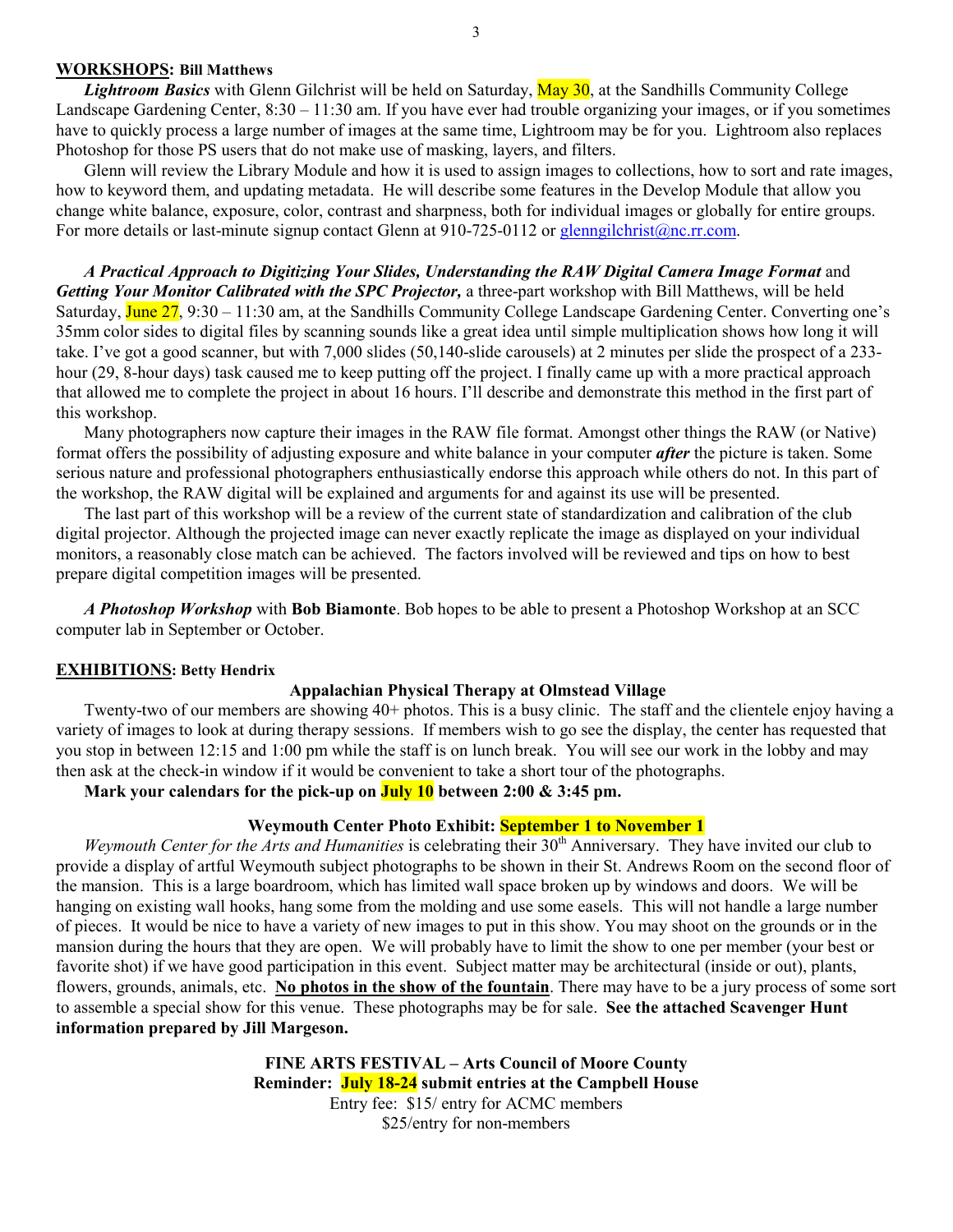**WORKSHOPS: Bill Matthews**

***Lightroom Basics*** with Glenn Gilchrist will be held on Saturday, May 30, at the Sandhills Community College Landscape Gardening Center, 8:30 – 11:30 am. If you have ever had trouble organizing your images, or if you sometimes have to quickly process a large number of images at the same time, Lightroom may be for you. Lightroom also replaces Photoshop for those PS users that do not make use of masking, layers, and filters.

Glenn will review the Library Module and how it is used to assign images to collections, how to sort and rate images, how to keyword them, and updating metadata. He will describe some features in the Develop Module that allow you change white balance, exposure, color, contrast and sharpness, both for individual images or globally for entire groups. For more details or last-minute signup contact Glenn at 910-725-0112 or glenngilchrist@nc.rr.com.

***A Practical Approach to Digitizing Your Slides, Understanding the RAW Digital Camera Image Format*** and ***Getting Your Monitor Calibrated with the SPC Projector,*** a three-part workshop with Bill Matthews, will be held Saturday, June 27, 9:30 – 11:30 am, at the Sandhills Community College Landscape Gardening Center. Converting one's 35mm color sides to digital files by scanning sounds like a great idea until simple multiplication shows how long it will take. I've got a good scanner, but with 7,000 slides (50,140-slide carousels) at 2 minutes per slide the prospect of a 233-hour (29, 8-hour days) task caused me to keep putting off the project. I finally came up with a more practical approach that allowed me to complete the project in about 16 hours. I'll describe and demonstrate this method in the first part of this workshop.

Many photographers now capture their images in the RAW file format. Amongst other things the RAW (or Native) format offers the possibility of adjusting exposure and white balance in your computer ***after*** the picture is taken. Some serious nature and professional photographers enthusiastically endorse this approach while others do not. In this part of the workshop, the RAW digital will be explained and arguments for and against its use will be presented.

The last part of this workshop will be a review of the current state of standardization and calibration of the club digital projector. Although the projected image can never exactly replicate the image as displayed on your individual monitors, a reasonably close match can be achieved. The factors involved will be reviewed and tips on how to best prepare digital competition images will be presented.

***A Photoshop Workshop*** with **Bob Biamonte**. Bob hopes to be able to present a Photoshop Workshop at an SCC computer lab in September or October.

**EXHIBITIONS: Betty Hendrix**

**Appalachian Physical Therapy at Olmstead Village**

Twenty-two of our members are showing 40+ photos. This is a busy clinic. The staff and the clientele enjoy having a variety of images to look at during therapy sessions. If members wish to go see the display, the center has requested that you stop in between 12:15 and 1:00 pm while the staff is on lunch break. You will see our work in the lobby and may then ask at the check-in window if it would be convenient to take a short tour of the photographs.

**Mark your calendars for the pick-up on July 10 between 2:00 & 3:45 pm.**

**Weymouth Center Photo Exhibit: September 1 to November 1**

*Weymouth Center for the Arts and Humanities* is celebrating their 30th Anniversary. They have invited our club to provide a display of artful Weymouth subject photographs to be shown in their St. Andrews Room on the second floor of the mansion. This is a large boardroom, which has limited wall space broken up by windows and doors. We will be hanging on existing wall hooks, hang some from the molding and use some easels. This will not handle a large number of pieces. It would be nice to have a variety of new images to put in this show. You may shoot on the grounds or in the mansion during the hours that they are open. We will probably have to limit the show to one per member (your best or favorite shot) if we have good participation in this event. Subject matter may be architectural (inside or out), plants, flowers, grounds, animals, etc. **No photos in the show of the fountain**. There may have to be a jury process of some sort to assemble a special show for this venue. These photographs may be for sale. **See the attached Scavenger Hunt information prepared by Jill Margeson.**

**FINE ARTS FESTIVAL – Arts Council of Moore County**
**Reminder: July 18-24 submit entries at the Campbell House**
Entry fee: $15/ entry for ACMC members
$25/entry for non-members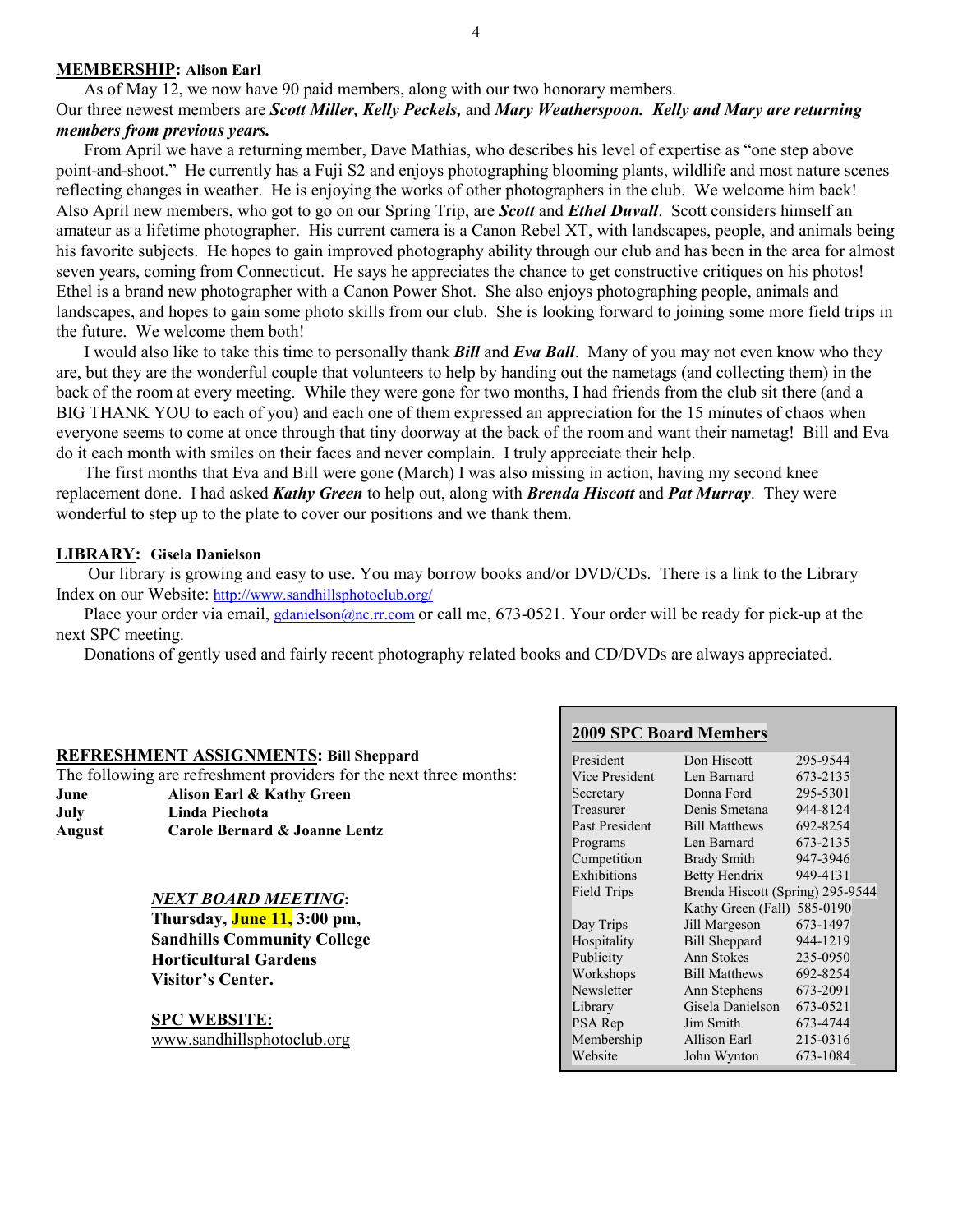**MEMBERSHIP: Alison Earl**

As of May 12, we now have 90 paid members, along with our two honorary members. Our three newest members are ***Scott Miller, Kelly Peckels,*** and ***Mary Weatherspoon. Kelly and Mary are returning members from previous years.***

From April we have a returning member, Dave Mathias, who describes his level of expertise as "one step above point-and-shoot." He currently has a Fuji S2 and enjoys photographing blooming plants, wildlife and most nature scenes reflecting changes in weather. He is enjoying the works of other photographers in the club. We welcome him back! Also April new members, who got to go on our Spring Trip, are ***Scott*** and ***Ethel Duvall***. Scott considers himself an amateur as a lifetime photographer. His current camera is a Canon Rebel XT, with landscapes, people, and animals being his favorite subjects. He hopes to gain improved photography ability through our club and has been in the area for almost seven years, coming from Connecticut. He says he appreciates the chance to get constructive critiques on his photos! Ethel is a brand new photographer with a Canon Power Shot. She also enjoys photographing people, animals and landscapes, and hopes to gain some photo skills from our club. She is looking forward to joining some more field trips in the future. We welcome them both!

I would also like to take this time to personally thank ***Bill*** and ***Eva Ball***. Many of you may not even know who they are, but they are the wonderful couple that volunteers to help by handing out the nametags (and collecting them) in the back of the room at every meeting. While they were gone for two months, I had friends from the club sit there (and a BIG THANK YOU to each of you) and each one of them expressed an appreciation for the 15 minutes of chaos when everyone seems to come at once through that tiny doorway at the back of the room and want their nametag! Bill and Eva do it each month with smiles on their faces and never complain. I truly appreciate their help.

The first months that Eva and Bill were gone (March) I was also missing in action, having my second knee replacement done. I had asked ***Kathy Green*** to help out, along with ***Brenda Hiscott*** and ***Pat Murray***. They were wonderful to step up to the plate to cover our positions and we thank them.

**LIBRARY: Gisela Danielson**

Our library is growing and easy to use. You may borrow books and/or DVD/CDs. There is a link to the Library Index on our Website: http://www.sandhillsphotoclub.org/

Place your order via email, gdanielson@nc.rr.com or call me, 673-0521. Your order will be ready for pick-up at the next SPC meeting.

Donations of gently used and fairly recent photography related books and CD/DVDs are always appreciated.

**REFRESHMENT ASSIGNMENTS: Bill Sheppard**

The following are refreshment providers for the next three months:

| | |
|---|---|
| **June** | **Alison Earl & Kathy Green** |
| **July** | **Linda Piechota** |
| **August** | **Carole Bernard & Joanne Lentz** |

***NEXT BOARD MEETING*:**
**Thursday, June 11, 3:00 pm,**
**Sandhills Community College**
**Horticultural Gardens**
**Visitor's Center.**

**SPC WEBSITE:**
www.sandhillsphotoclub.org

**2009 SPC Board Members**

| Position | Name | Phone |
|---|---|---|
| President | Don Hiscott | 295-9544 |
| Vice President | Len Barnard | 673-2135 |
| Secretary | Donna Ford | 295-5301 |
| Treasurer | Denis Smetana | 944-8124 |
| Past President | Bill Matthews | 692-8254 |
| Programs | Len Barnard | 673-2135 |
| Competition | Brady Smith | 947-3946 |
| Exhibitions | Betty Hendrix | 949-4131 |
| Field Trips | Brenda Hiscott (Spring) | 295-9544 |
| | Kathy Green (Fall) | 585-0190 |
| Day Trips | Jill Margeson | 673-1497 |
| Hospitality | Bill Sheppard | 944-1219 |
| Publicity | Ann Stokes | 235-0950 |
| Workshops | Bill Matthews | 692-8254 |
| Newsletter | Ann Stephens | 673-2091 |
| Library | Gisela Danielson | 673-0521 |
| PSA Rep | Jim Smith | 673-4744 |
| Membership | Allison Earl | 215-0316 |
| Website | John Wynton | 673-1084 |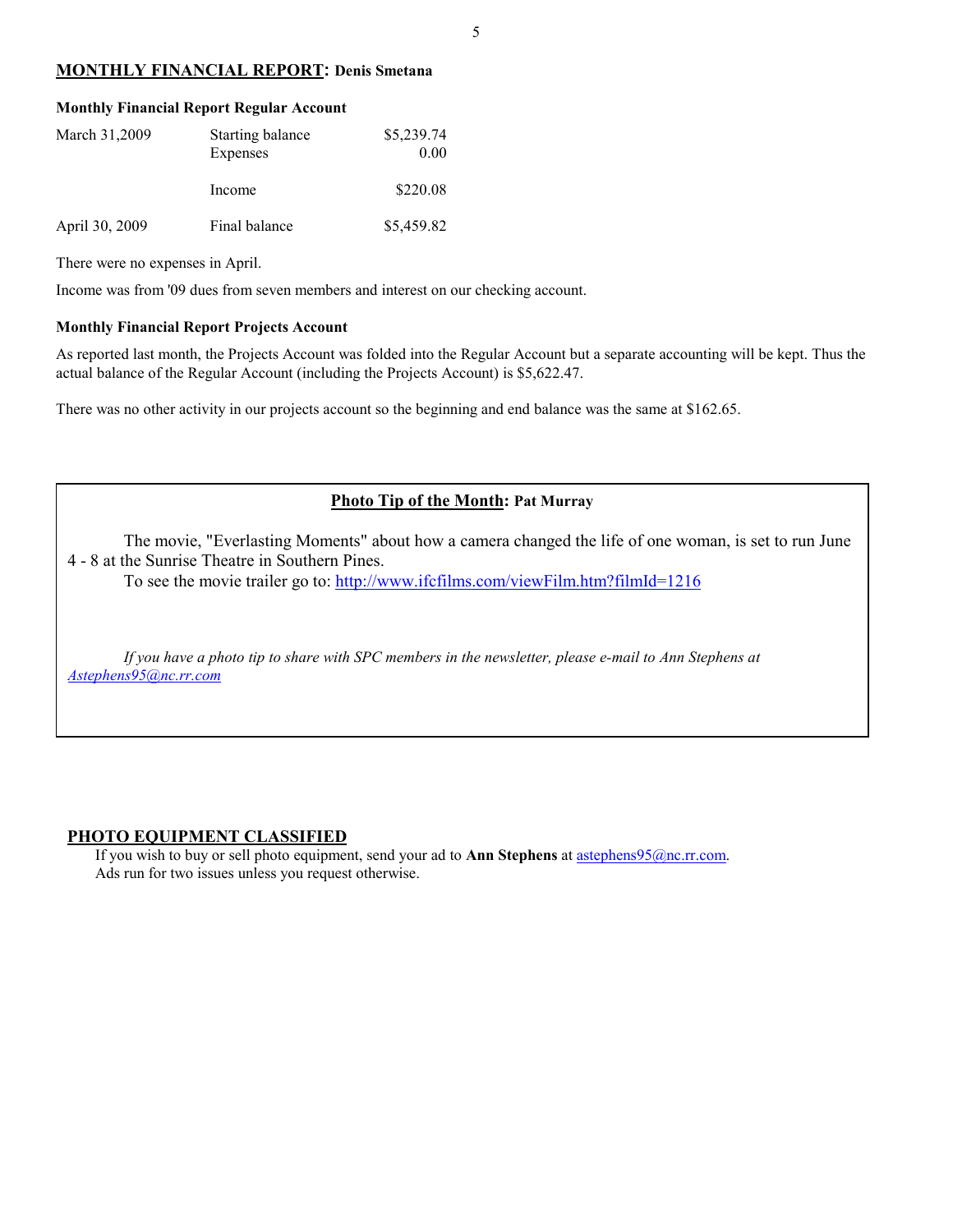## **MONTHLY FINANCIAL REPORT: Denis Smetana**

**Monthly Financial Report Regular Account**

| | | |
|---|---|---|
| March 31,2009 | Starting balance | $5,239.74 |
| | Expenses | 0.00 |
| | Income | $220.08 |
| April 30, 2009 | Final balance | $5,459.82 |

There were no expenses in April.

Income was from '09 dues from seven members and interest on our checking account.

**Monthly Financial Report Projects Account**

As reported last month, the Projects Account was folded into the Regular Account but a separate accounting will be kept. Thus the actual balance of the Regular Account (including the Projects Account) is $5,622.47.

There was no other activity in our projects account so the beginning and end balance was the same at $162.65.

## **Photo Tip of the Month: Pat Murray**

The movie, "Everlasting Moments" about how a camera changed the life of one woman, is set to run June 4 - 8 at the Sunrise Theatre in Southern Pines.

To see the movie trailer go to: http://www.ifcfilms.com/viewFilm.htm?filmId=1216

*If you have a photo tip to share with SPC members in the newsletter, please e-mail to Ann Stephens at Astephens95@nc.rr.com*

## **PHOTO EQUIPMENT CLASSIFIED**

If you wish to buy or sell photo equipment, send your ad to **Ann Stephens** at astephens95@nc.rr.com.
Ads run for two issues unless you request otherwise.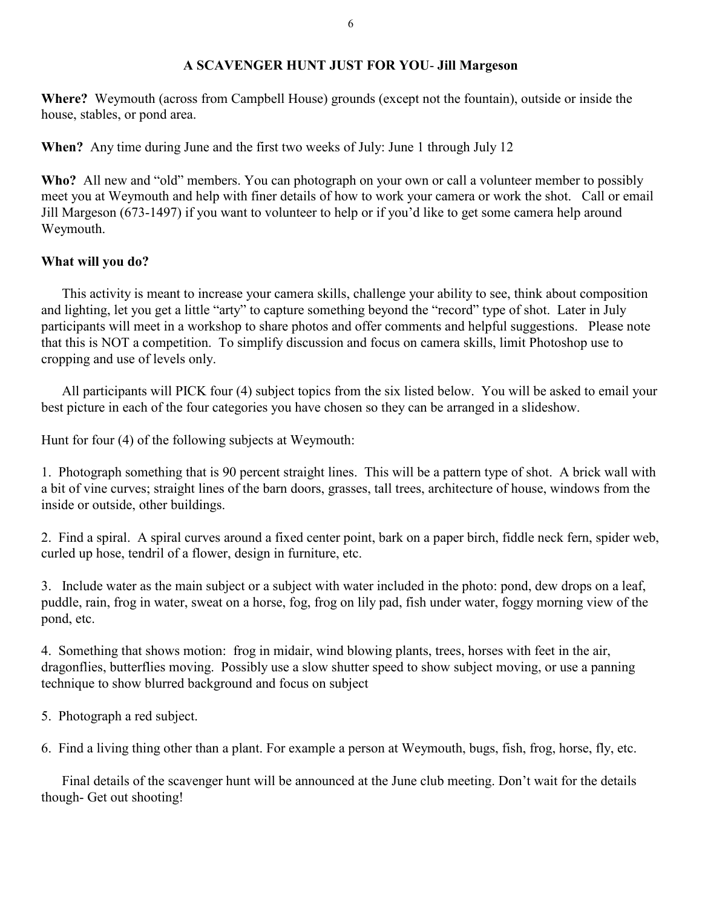## A SCAVENGER HUNT JUST FOR YOU- Jill Margeson

**Where?** Weymouth (across from Campbell House) grounds (except not the fountain), outside or inside the house, stables, or pond area.

**When?** Any time during June and the first two weeks of July: June 1 through July 12

**Who?** All new and "old" members. You can photograph on your own or call a volunteer member to possibly meet you at Weymouth and help with finer details of how to work your camera or work the shot. Call or email Jill Margeson (673-1497) if you want to volunteer to help or if you'd like to get some camera help around Weymouth.

**What will you do?**

This activity is meant to increase your camera skills, challenge your ability to see, think about composition and lighting, let you get a little "arty" to capture something beyond the "record" type of shot. Later in July participants will meet in a workshop to share photos and offer comments and helpful suggestions. Please note that this is NOT a competition. To simplify discussion and focus on camera skills, limit Photoshop use to cropping and use of levels only.

All participants will PICK four (4) subject topics from the six listed below. You will be asked to email your best picture in each of the four categories you have chosen so they can be arranged in a slideshow.

Hunt for four (4) of the following subjects at Weymouth:

1. Photograph something that is 90 percent straight lines. This will be a pattern type of shot. A brick wall with a bit of vine curves; straight lines of the barn doors, grasses, tall trees, architecture of house, windows from the inside or outside, other buildings.

2. Find a spiral. A spiral curves around a fixed center point, bark on a paper birch, fiddle neck fern, spider web, curled up hose, tendril of a flower, design in furniture, etc.

3. Include water as the main subject or a subject with water included in the photo: pond, dew drops on a leaf, puddle, rain, frog in water, sweat on a horse, fog, frog on lily pad, fish under water, foggy morning view of the pond, etc.

4. Something that shows motion: frog in midair, wind blowing plants, trees, horses with feet in the air, dragonflies, butterflies moving. Possibly use a slow shutter speed to show subject moving, or use a panning technique to show blurred background and focus on subject

5. Photograph a red subject.

6. Find a living thing other than a plant. For example a person at Weymouth, bugs, fish, frog, horse, fly, etc.

Final details of the scavenger hunt will be announced at the June club meeting. Don't wait for the details though- Get out shooting!